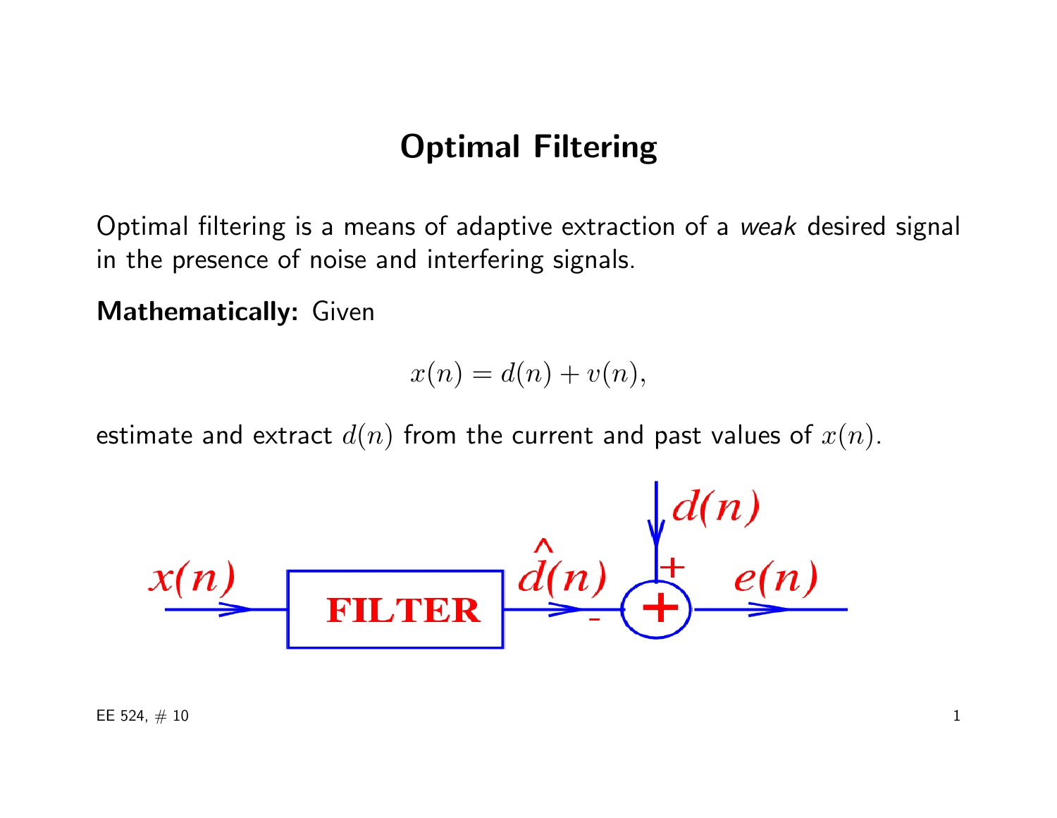# Optimal Filtering

Optimal filtering is a means of adaptive extraction of a *weak* desired signal in the presence of noise and interfering signals.

**Mathematically:** Given

$$x(n) = d(n) + v(n),$$

estimate and extract $d(n)$ from the current and past values of $x(n)$.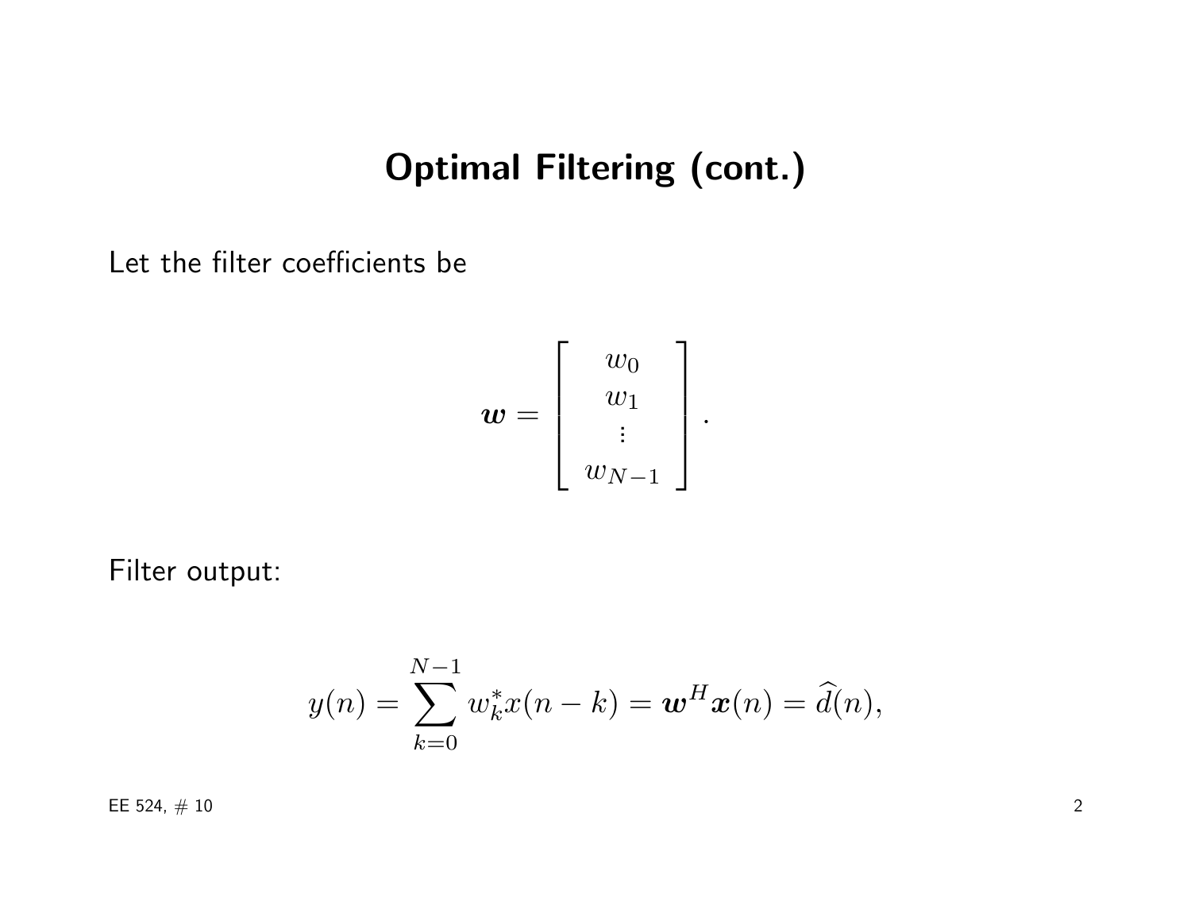# Optimal Filtering (cont.)

Let the filter coefficients be

$$\boldsymbol{w} = \begin{bmatrix} w_0 \\ w_1 \\ \vdots \\ w_{N-1} \end{bmatrix}.$$

Filter output:

$$y(n) = \sum_{k=0}^{N-1} w_k^* x(n-k) = \boldsymbol{w}^H \boldsymbol{x}(n) = \widehat{d}(n),$$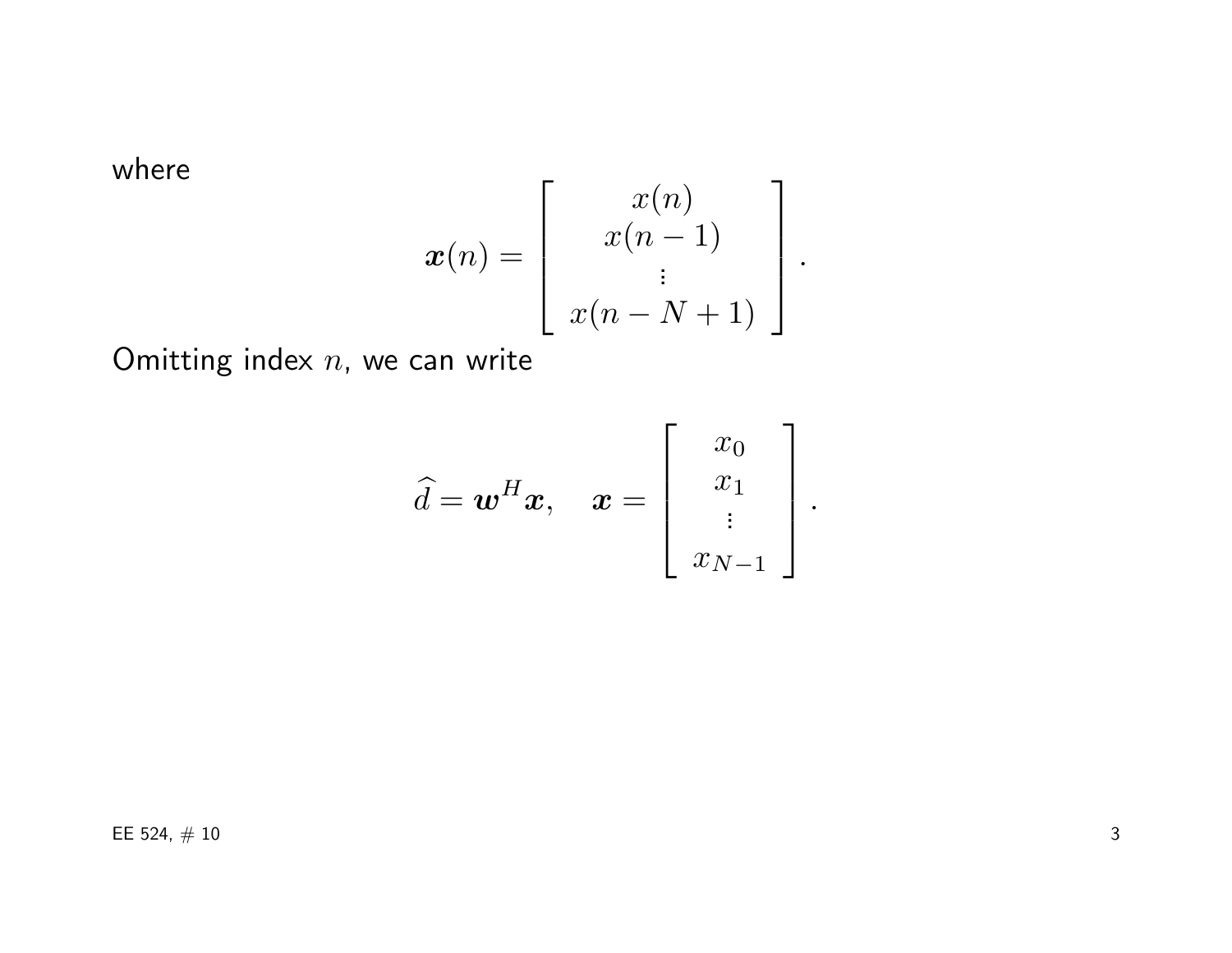where

$$\boldsymbol{x}(n) = \begin{bmatrix} x(n) \\ x(n-1) \\ \vdots \\ x(n-N+1) \end{bmatrix}.$$

Omitting index $n$, we can write

$$\widehat{d} = \boldsymbol{w}^H \boldsymbol{x}, \quad \boldsymbol{x} = \begin{bmatrix} x_0 \\ x_1 \\ \vdots \\ x_{N-1} \end{bmatrix}.$$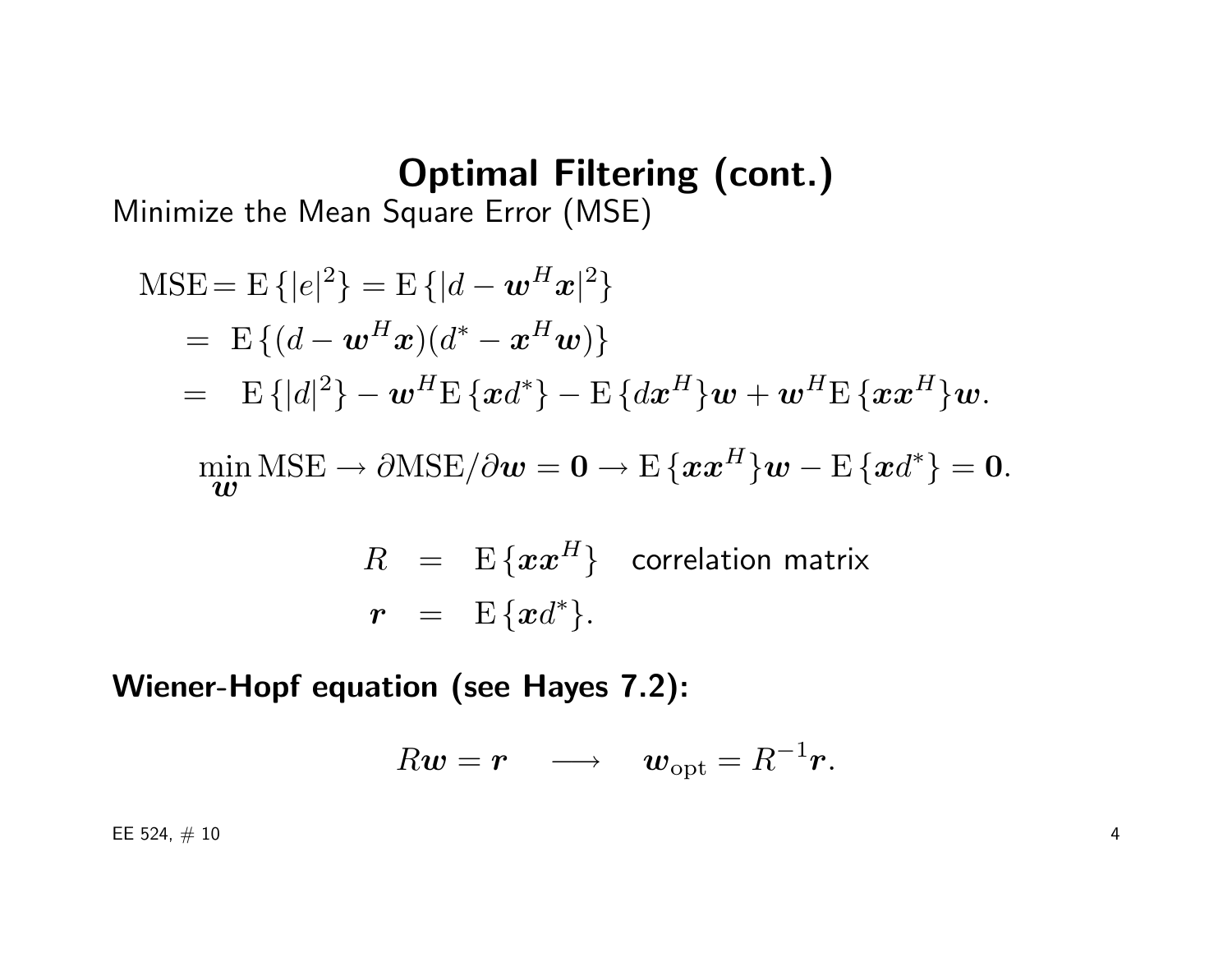# Optimal Filtering (cont.)

Minimize the Mean Square Error (MSE)

$$
\begin{aligned}
\mathrm{MSE} &= \mathrm{E}\{|e|^2\} = \mathrm{E}\{|d - \boldsymbol{w}^H \boldsymbol{x}|^2\} \\
&= \mathrm{E}\{(d - \boldsymbol{w}^H \boldsymbol{x})(d^* - \boldsymbol{x}^H \boldsymbol{w})\} \\
&= \mathrm{E}\{|d|^2\} - \boldsymbol{w}^H \mathrm{E}\{\boldsymbol{x} d^*\} - \mathrm{E}\{d \boldsymbol{x}^H\} \boldsymbol{w} + \boldsymbol{w}^H \mathrm{E}\{\boldsymbol{x}\boldsymbol{x}^H\} \boldsymbol{w}.
\end{aligned}
$$

$$
\min_{\boldsymbol{w}} \mathrm{MSE} \rightarrow \partial \mathrm{MSE} / \partial \boldsymbol{w} = \boldsymbol{0} \rightarrow \mathrm{E}\{\boldsymbol{x}\boldsymbol{x}^H\} \boldsymbol{w} - \mathrm{E}\{\boldsymbol{x} d^*\} = \boldsymbol{0}.
$$

$$
\begin{aligned}
R &= \mathrm{E}\{\boldsymbol{x}\boldsymbol{x}^H\} \quad \text{correlation matrix} \\
\boldsymbol{r} &= \mathrm{E}\{\boldsymbol{x} d^*\}.
\end{aligned}
$$

**Wiener-Hopf equation (see Hayes 7.2):**

$$
R\boldsymbol{w} = \boldsymbol{r} \quad \longrightarrow \quad \boldsymbol{w}_{\mathrm{opt}} = R^{-1} \boldsymbol{r}.
$$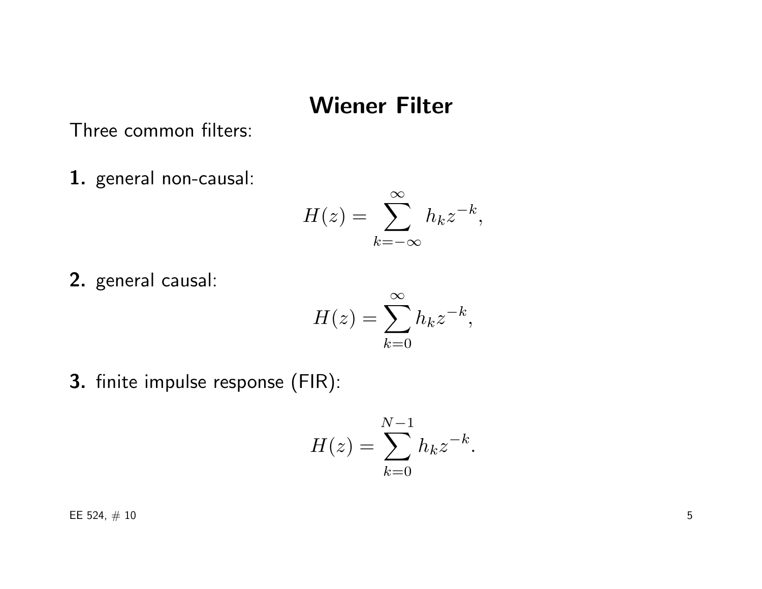# Wiener Filter

Three common filters:

**1.** general non-causal:

$$H(z) = \sum_{k=-\infty}^{\infty} h_k z^{-k},$$

**2.** general causal:

$$H(z) = \sum_{k=0}^{\infty} h_k z^{-k},$$

**3.** finite impulse response (FIR):

$$H(z) = \sum_{k=0}^{N-1} h_k z^{-k}.$$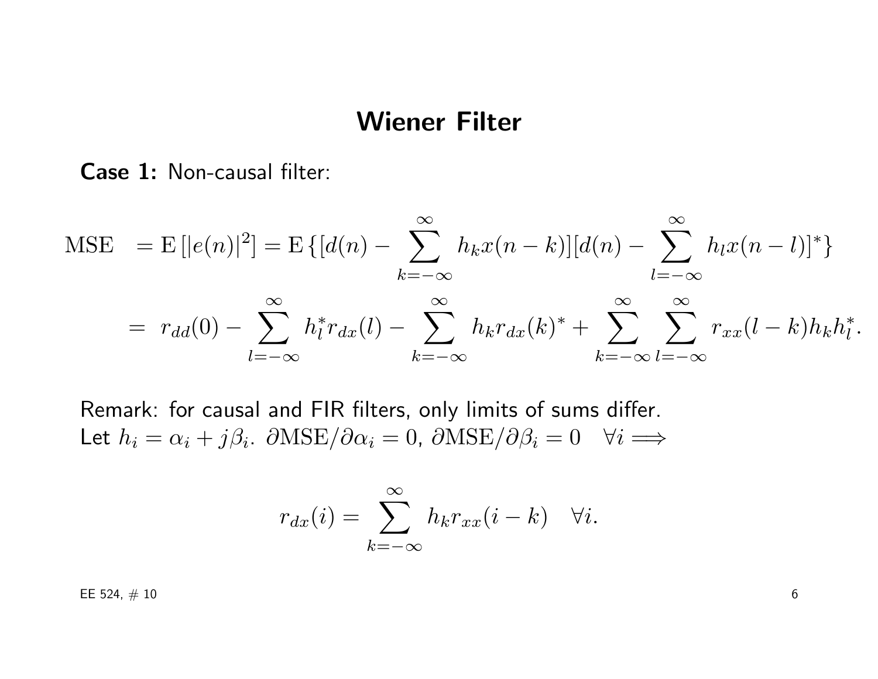## Wiener Filter

**Case 1:** Non-causal filter:

$$
\begin{aligned}
\text{MSE} &= \mathrm{E}\left[|e(n)|^2\right] = \mathrm{E}\left\{[d(n) - \sum_{k=-\infty}^{\infty} h_k x(n-k)][d(n) - \sum_{l=-\infty}^{\infty} h_l x(n-l)]^*\right\} \\
&= r_{dd}(0) - \sum_{l=-\infty}^{\infty} h_l^* r_{dx}(l) - \sum_{k=-\infty}^{\infty} h_k r_{dx}(k)^* + \sum_{k=-\infty}^{\infty} \sum_{l=-\infty}^{\infty} r_{xx}(l-k) h_k h_l^*.
\end{aligned}
$$

Remark: for causal and FIR filters, only limits of sums differ.
Let $h_i = \alpha_i + j\beta_i$. $\partial \text{MSE}/\partial \alpha_i = 0$, $\partial \text{MSE}/\partial \beta_i = 0 \quad \forall i \Longrightarrow$

$$
r_{dx}(i) = \sum_{k=-\infty}^{\infty} h_k r_{xx}(i-k) \quad \forall i.
$$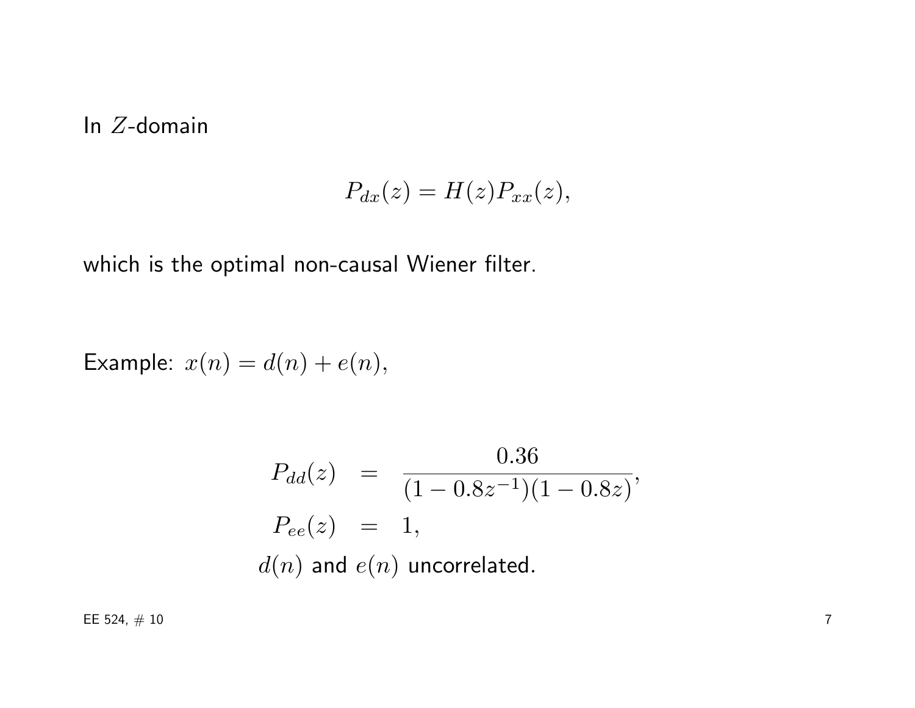In $Z$-domain

$$P_{dx}(z) = H(z)P_{xx}(z),$$

which is the optimal non-causal Wiener filter.

Example: $x(n) = d(n) + e(n)$,

$$\begin{aligned}
P_{dd}(z) &= \frac{0.36}{(1 - 0.8z^{-1})(1 - 0.8z)}, \\
P_{ee}(z) &= 1,
\end{aligned}$$

$d(n)$ and $e(n)$ uncorrelated.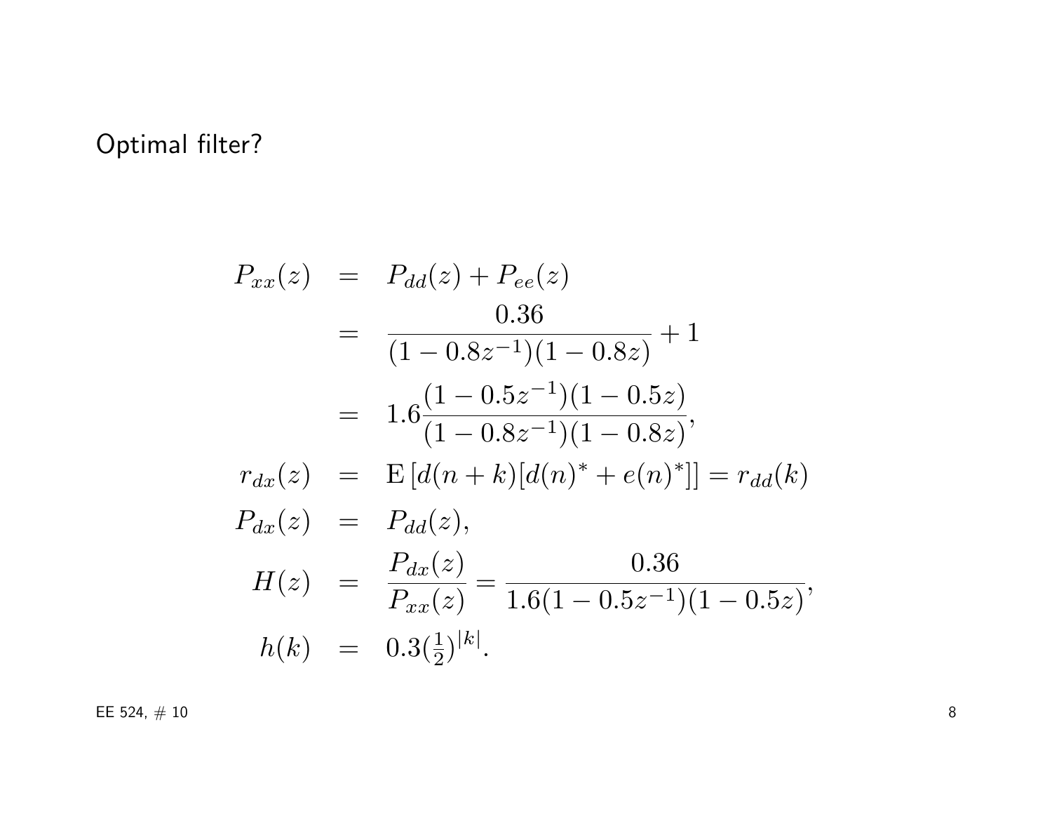Optimal filter?

$$
\begin{aligned}
P_{xx}(z) &= P_{dd}(z) + P_{ee}(z) \\
&= \frac{0.36}{(1-0.8z^{-1})(1-0.8z)} + 1 \\
&= 1.6\frac{(1-0.5z^{-1})(1-0.5z)}{(1-0.8z^{-1})(1-0.8z)}, \\
r_{dx}(z) &= \mathrm{E}\left[d(n+k)[d(n)^* + e(n)^*]\right] = r_{dd}(k) \\
P_{dx}(z) &= P_{dd}(z), \\
H(z) &= \frac{P_{dx}(z)}{P_{xx}(z)} = \frac{0.36}{1.6(1-0.5z^{-1})(1-0.5z)}, \\
h(k) &= 0.3(\tfrac{1}{2})^{|k|}.
\end{aligned}
$$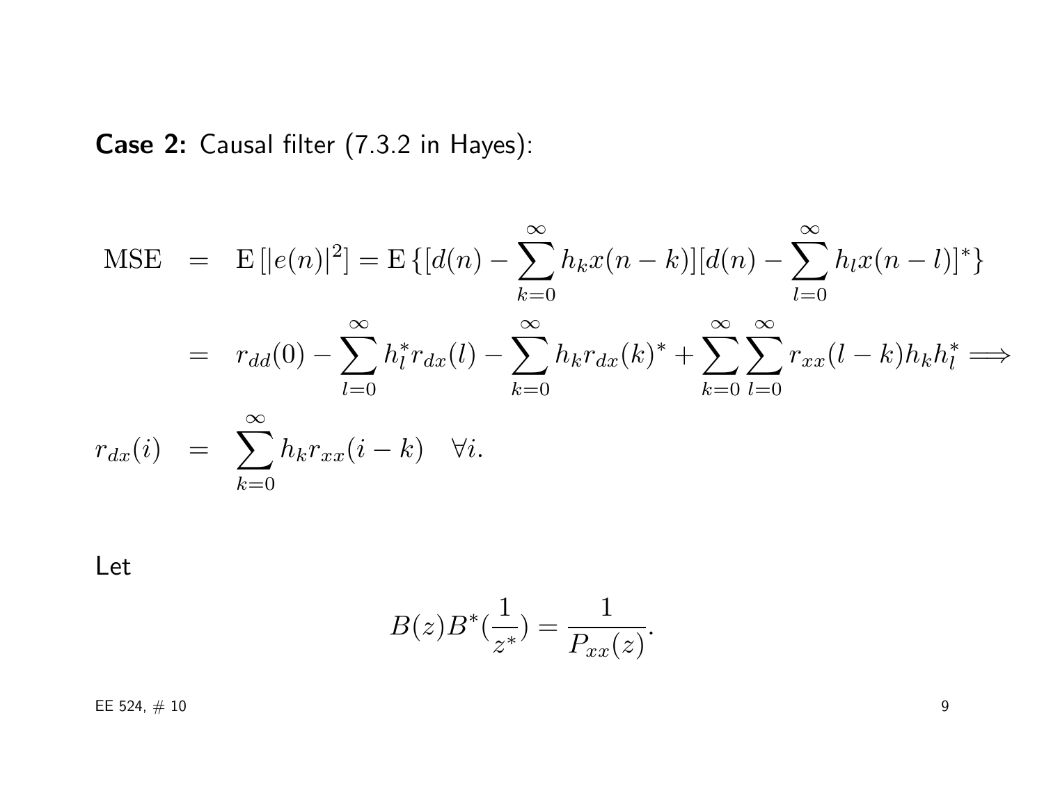**Case 2:** Causal filter (7.3.2 in Hayes):

$$
\begin{aligned}
\text{MSE} &= \mathrm{E}\left[|e(n)|^2\right] = \mathrm{E}\left\{[d(n) - \sum_{k=0}^{\infty} h_k x(n-k)][d(n) - \sum_{l=0}^{\infty} h_l x(n-l)]^*\right\} \\
&= r_{dd}(0) - \sum_{l=0}^{\infty} h_l^* r_{dx}(l) - \sum_{k=0}^{\infty} h_k r_{dx}(k)^* + \sum_{k=0}^{\infty} \sum_{l=0}^{\infty} r_{xx}(l-k) h_k h_l^* \Longrightarrow \\
r_{dx}(i) &= \sum_{k=0}^{\infty} h_k r_{xx}(i-k) \quad \forall i.
\end{aligned}
$$

Let

$$
B(z) B^*\left(\frac{1}{z^*}\right) = \frac{1}{P_{xx}(z)}.
$$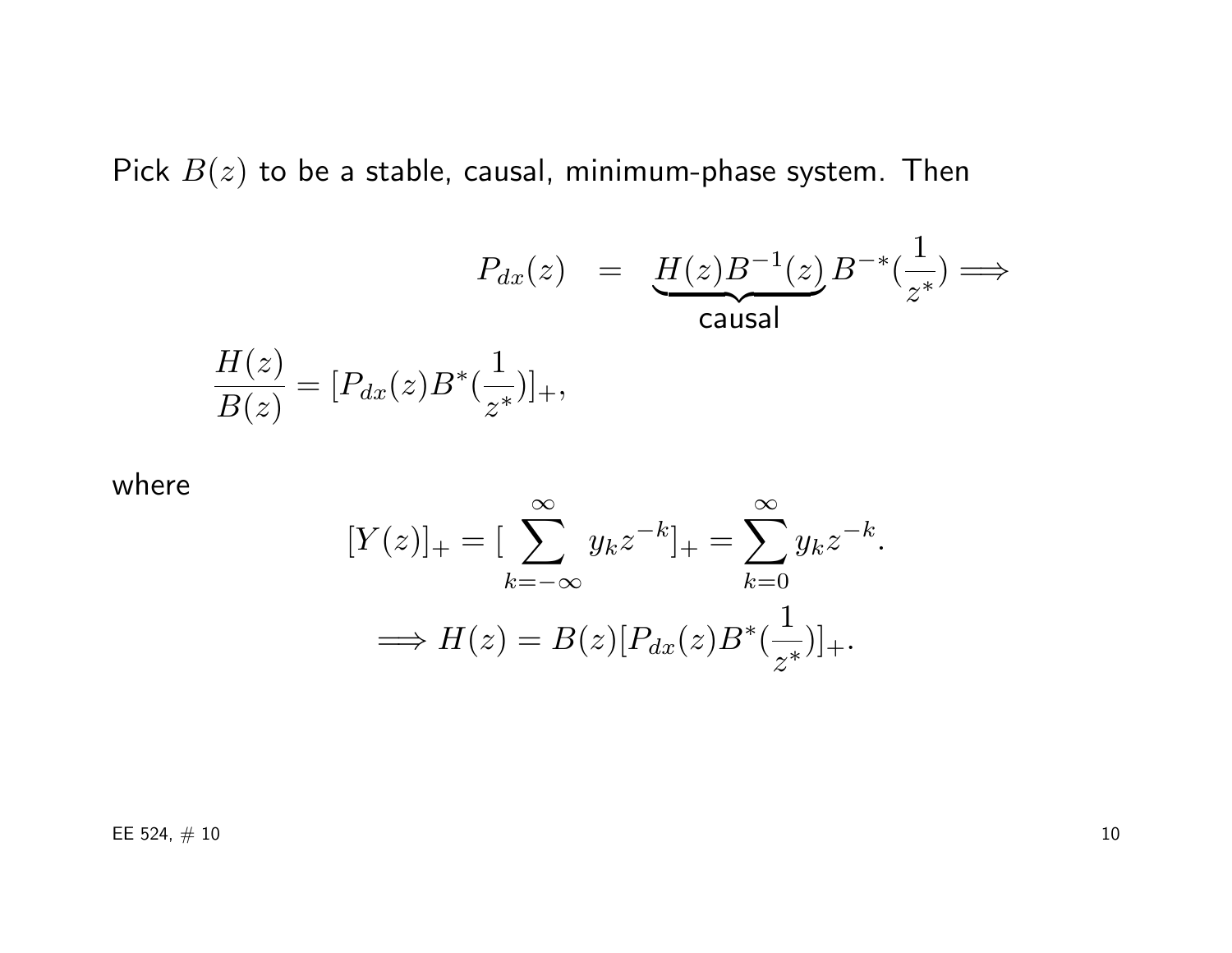Pick $B(z)$ to be a stable, causal, minimum-phase system. Then

$$P_{dx}(z) = \underbrace{H(z)B^{-1}(z)}_{\text{causal}} B^{-*}(\frac{1}{z^*}) \Longrightarrow$$

$$\frac{H(z)}{B(z)} = [P_{dx}(z)B^*(\frac{1}{z^*})]_+,$$

where

$$[Y(z)]_+ = [\sum_{k=-\infty}^{\infty} y_k z^{-k}]_+ = \sum_{k=0}^{\infty} y_k z^{-k}.$$

$$\Longrightarrow H(z) = B(z)[P_{dx}(z)B^*(\frac{1}{z^*})]_+.$$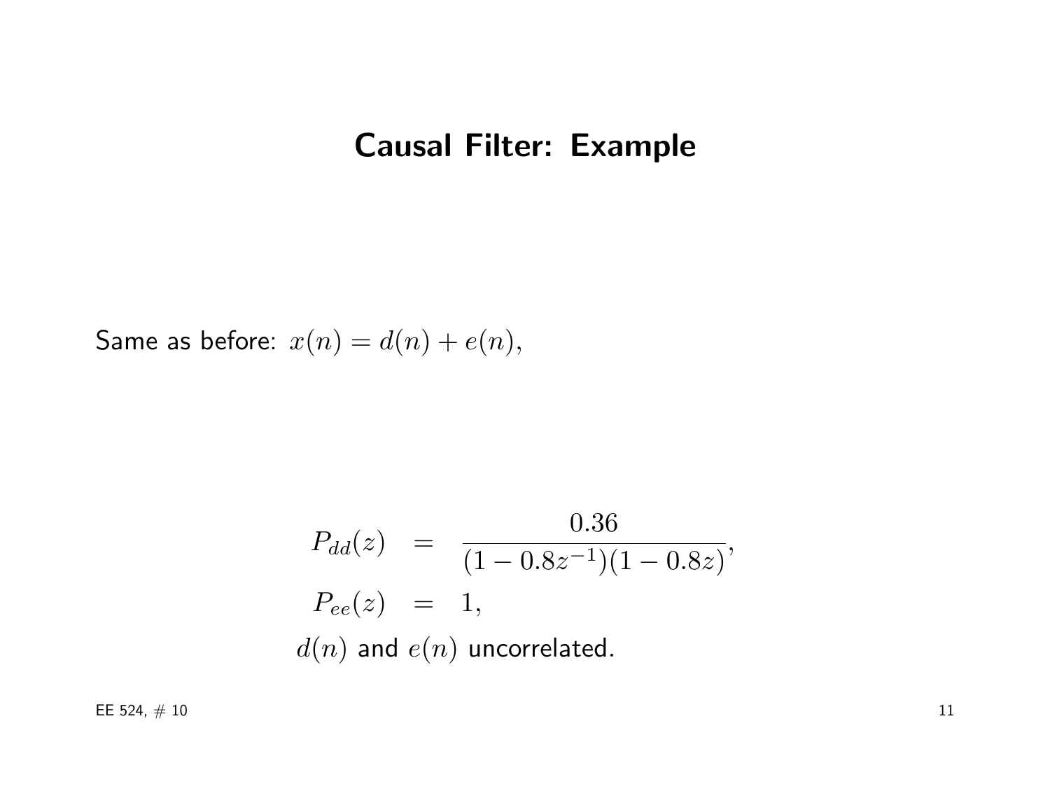# Causal Filter: Example

Same as before: $x(n) = d(n) + e(n)$,

$$
\begin{aligned}
P_{dd}(z) &= \frac{0.36}{(1 - 0.8z^{-1})(1 - 0.8z)}, \\
P_{ee}(z) &= 1,
\end{aligned}
$$

$d(n)$ and $e(n)$ uncorrelated.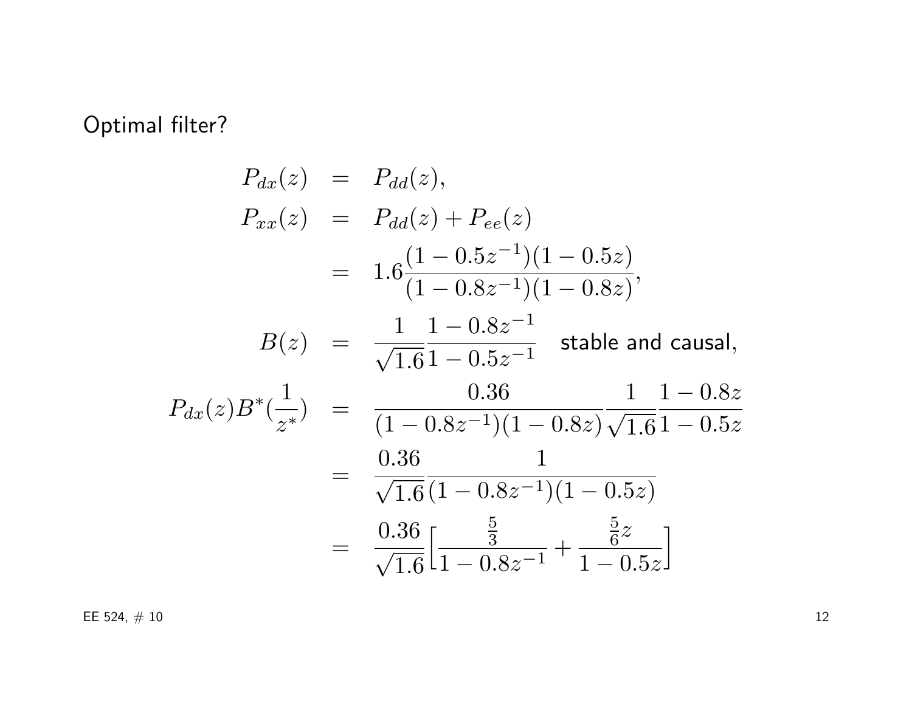Optimal filter?

$$
\begin{aligned}
P_{dx}(z) &= P_{dd}(z), \\
P_{xx}(z) &= P_{dd}(z) + P_{ee}(z) \\
&= 1.6\frac{(1-0.5z^{-1})(1-0.5z)}{(1-0.8z^{-1})(1-0.8z)}, \\
B(z) &= \frac{1}{\sqrt{1.6}}\frac{1-0.8z^{-1}}{1-0.5z^{-1}} \quad \text{stable and causal}, \\
P_{dx}(z)B^*(\frac{1}{z^*}) &= \frac{0.36}{(1-0.8z^{-1})(1-0.8z)}\frac{1}{\sqrt{1.6}}\frac{1-0.8z}{1-0.5z} \\
&= \frac{0.36}{\sqrt{1.6}}\frac{1}{(1-0.8z^{-1})(1-0.5z)} \\
&= \frac{0.36}{\sqrt{1.6}}\Big[\frac{\frac{5}{3}}{1-0.8z^{-1}} + \frac{\frac{5}{6}z}{1-0.5z}\Big]
\end{aligned}
$$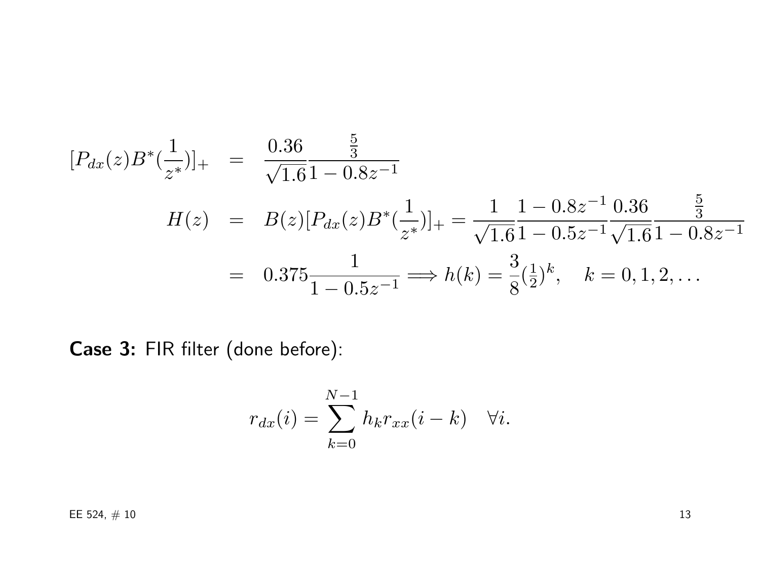$$
\begin{aligned}
[P_{dx}(z)B^*(\frac{1}{z^*})]_+ &= \frac{0.36}{\sqrt{1.6}}\frac{\frac{5}{3}}{1-0.8z^{-1}} \\
H(z) &= B(z)[P_{dx}(z)B^*(\frac{1}{z^*})]_+ = \frac{1}{\sqrt{1.6}}\frac{1-0.8z^{-1}}{1-0.5z^{-1}}\frac{0.36}{\sqrt{1.6}}\frac{\frac{5}{3}}{1-0.8z^{-1}} \\
&= 0.375\frac{1}{1-0.5z^{-1}} \Longrightarrow h(k) = \frac{3}{8}(\tfrac{1}{2})^k, \quad k = 0, 1, 2, \ldots
\end{aligned}
$$

**Case 3:** FIR filter (done before):

$$
r_{dx}(i) = \sum_{k=0}^{N-1} h_k r_{xx}(i-k) \quad \forall i.
$$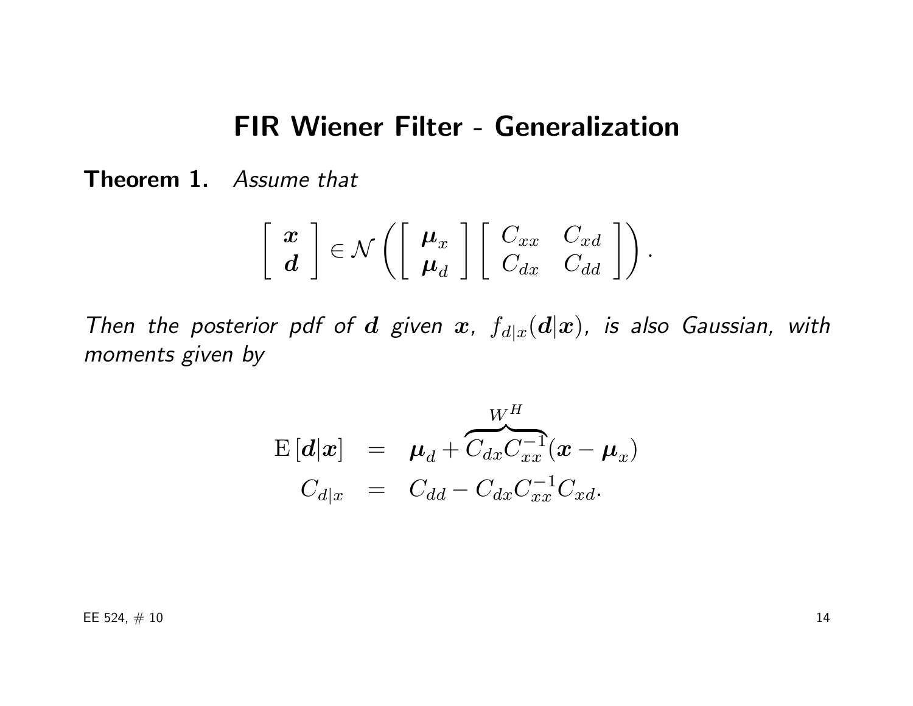# FIR Wiener Filter - Generalization

**Theorem 1.** *Assume that*

$$\begin{bmatrix} \boldsymbol{x} \\ \boldsymbol{d} \end{bmatrix} \in \mathcal{N}\left( \begin{bmatrix} \boldsymbol{\mu}_x \\ \boldsymbol{\mu}_d \end{bmatrix} \begin{bmatrix} C_{xx} & C_{xd} \\ C_{dx} & C_{dd} \end{bmatrix} \right).$$

*Then the posterior pdf of $\boldsymbol{d}$ given $\boldsymbol{x}$, $f_{d|x}(\boldsymbol{d}|\boldsymbol{x})$, is also Gaussian, with moments given by*

$$\begin{aligned} \mathrm{E}\left[\boldsymbol{d}|\boldsymbol{x}\right] &= \boldsymbol{\mu}_d + \overbrace{C_{dx} C_{xx}^{-1}}^{W^H}(\boldsymbol{x} - \boldsymbol{\mu}_x) \\ C_{d|x} &= C_{dd} - C_{dx} C_{xx}^{-1} C_{xd}. \end{aligned}$$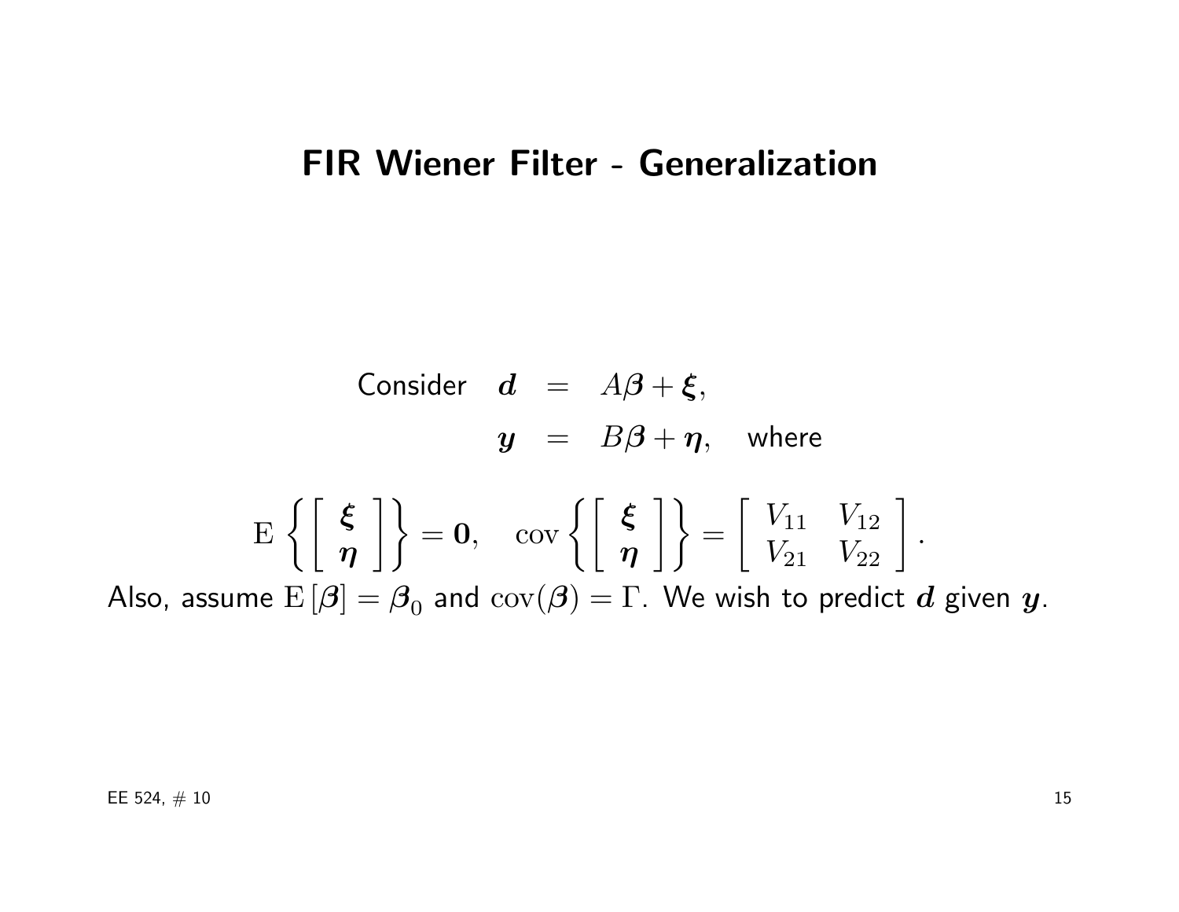# FIR Wiener Filter - Generalization

$$
\begin{aligned}
\text{Consider} \quad \boldsymbol{d} &= A\boldsymbol{\beta} + \boldsymbol{\xi}, \\
\boldsymbol{y} &= B\boldsymbol{\beta} + \boldsymbol{\eta}, \quad \text{where}
\end{aligned}
$$

$$
\mathrm{E}\left\{ \begin{bmatrix} \boldsymbol{\xi} \\ \boldsymbol{\eta} \end{bmatrix} \right\} = \mathbf{0}, \quad \mathrm{cov}\left\{ \begin{bmatrix} \boldsymbol{\xi} \\ \boldsymbol{\eta} \end{bmatrix} \right\} = \begin{bmatrix} V_{11} & V_{12} \\ V_{21} & V_{22} \end{bmatrix}.
$$

Also, assume $\mathrm{E}[\boldsymbol{\beta}] = \boldsymbol{\beta}_0$ and $\mathrm{cov}(\boldsymbol{\beta}) = \Gamma$. We wish to predict $\boldsymbol{d}$ given $\boldsymbol{y}$.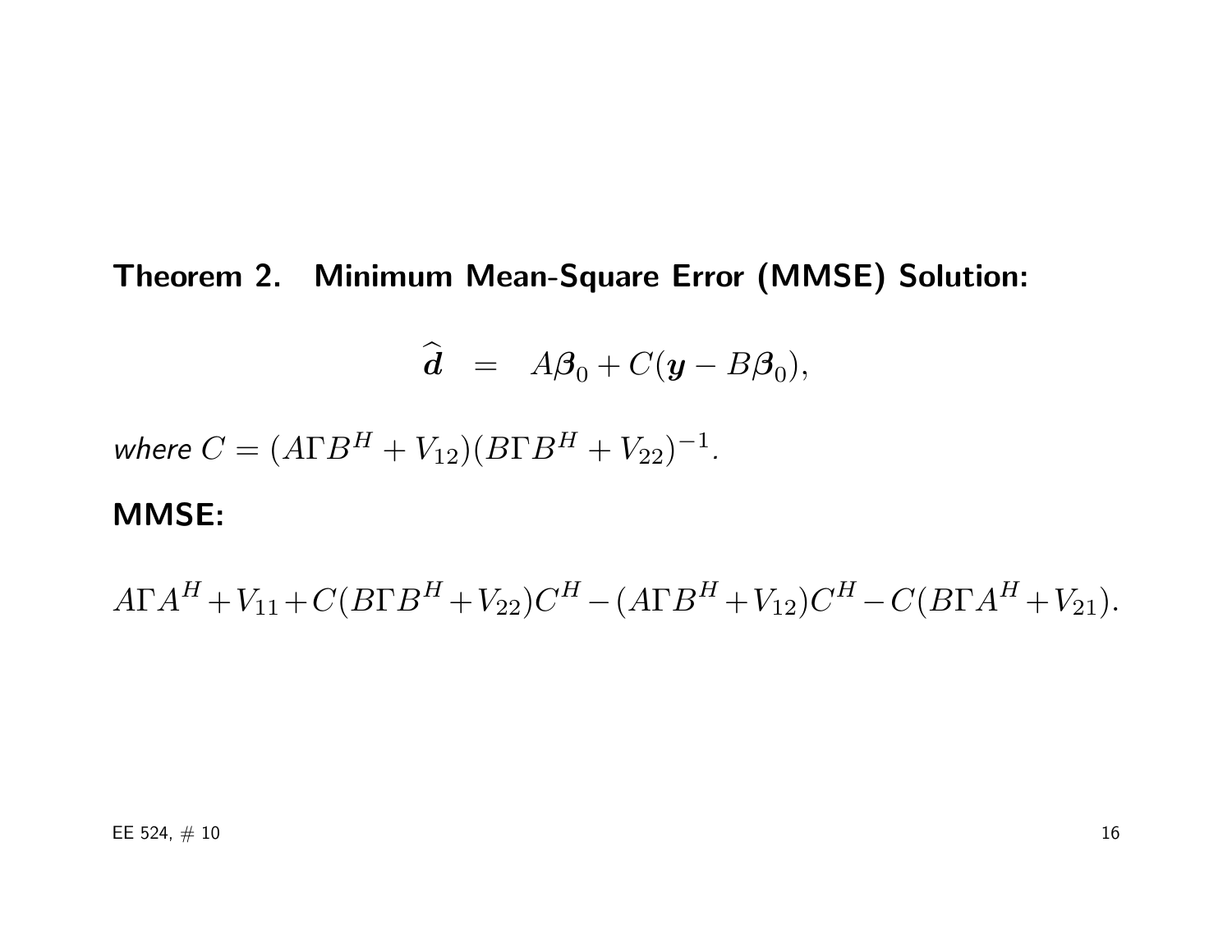**Theorem 2. Minimum Mean-Square Error (MMSE) Solution:**

$$\widehat{\boldsymbol{d}} \;\; = \;\; A\boldsymbol{\beta}_0 + C(\boldsymbol{y} - B\boldsymbol{\beta}_0),$$

*where* $C = (A\Gamma B^H + V_{12})(B\Gamma B^H + V_{22})^{-1}$.

**MMSE:**

$$A\Gamma A^H + V_{11} + C(B\Gamma B^H + V_{22})C^H - (A\Gamma B^H + V_{12})C^H - C(B\Gamma A^H + V_{21}).$$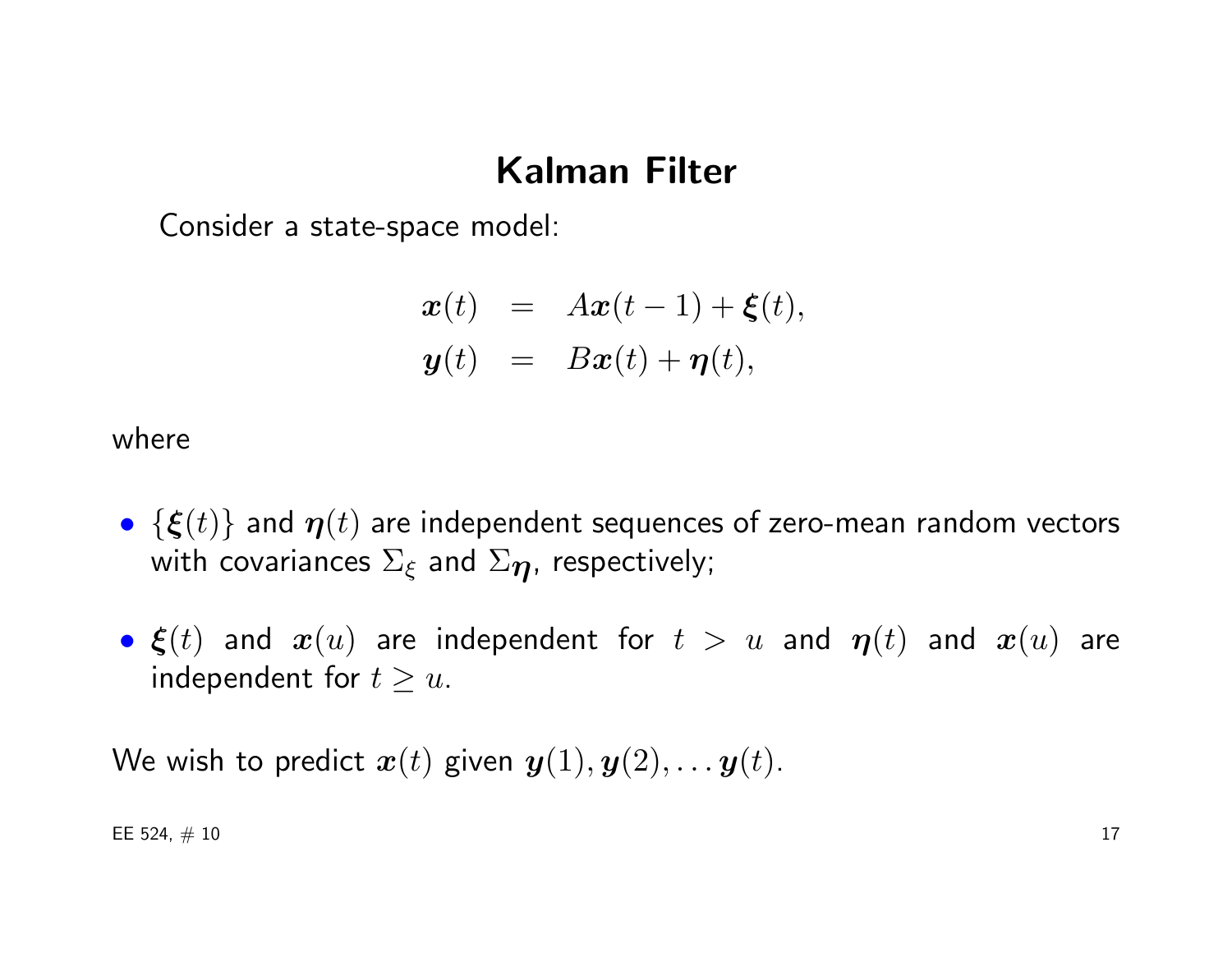# Kalman Filter

Consider a state-space model:

$$
\begin{aligned}
\boldsymbol{x}(t) &= A\boldsymbol{x}(t-1) + \boldsymbol{\xi}(t), \\
\boldsymbol{y}(t) &= B\boldsymbol{x}(t) + \boldsymbol{\eta}(t),
\end{aligned}
$$

where

- $\{\boldsymbol{\xi}(t)\}$ and $\boldsymbol{\eta}(t)$ are independent sequences of zero-mean random vectors with covariances $\Sigma_\xi$ and $\Sigma_{\boldsymbol{\eta}}$, respectively;
- $\boldsymbol{\xi}(t)$ and $\boldsymbol{x}(u)$ are independent for $t > u$ and $\boldsymbol{\eta}(t)$ and $\boldsymbol{x}(u)$ are independent for $t \geq u$.

We wish to predict $\boldsymbol{x}(t)$ given $\boldsymbol{y}(1), \boldsymbol{y}(2), \ldots \boldsymbol{y}(t)$.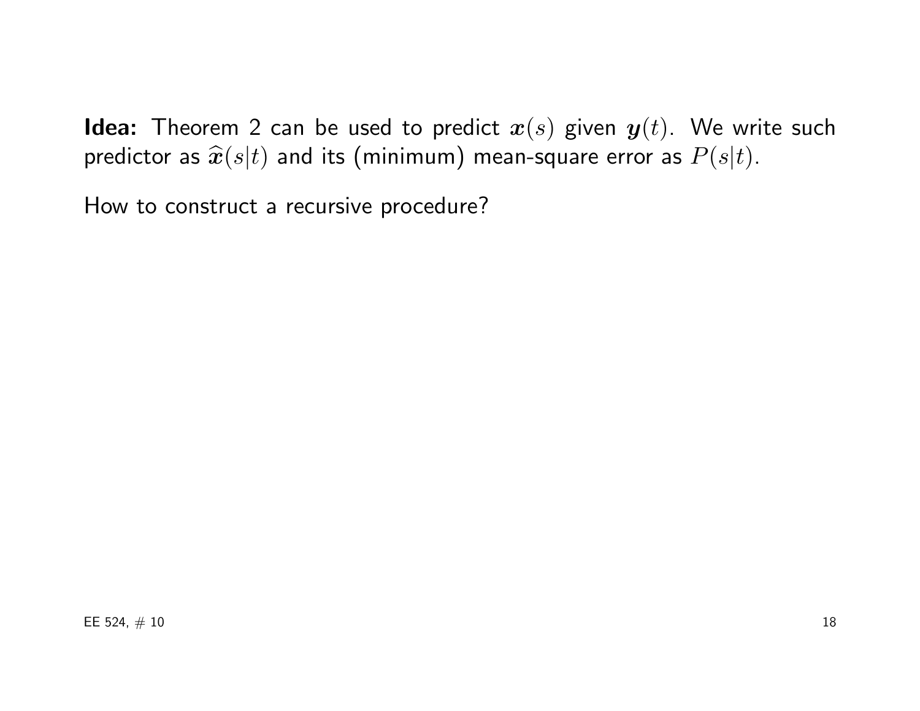**Idea:** Theorem 2 can be used to predict $\boldsymbol{x}(s)$ given $\boldsymbol{y}(t)$. We write such predictor as $\widehat{\boldsymbol{x}}(s|t)$ and its (minimum) mean-square error as $P(s|t)$.

How to construct a recursive procedure?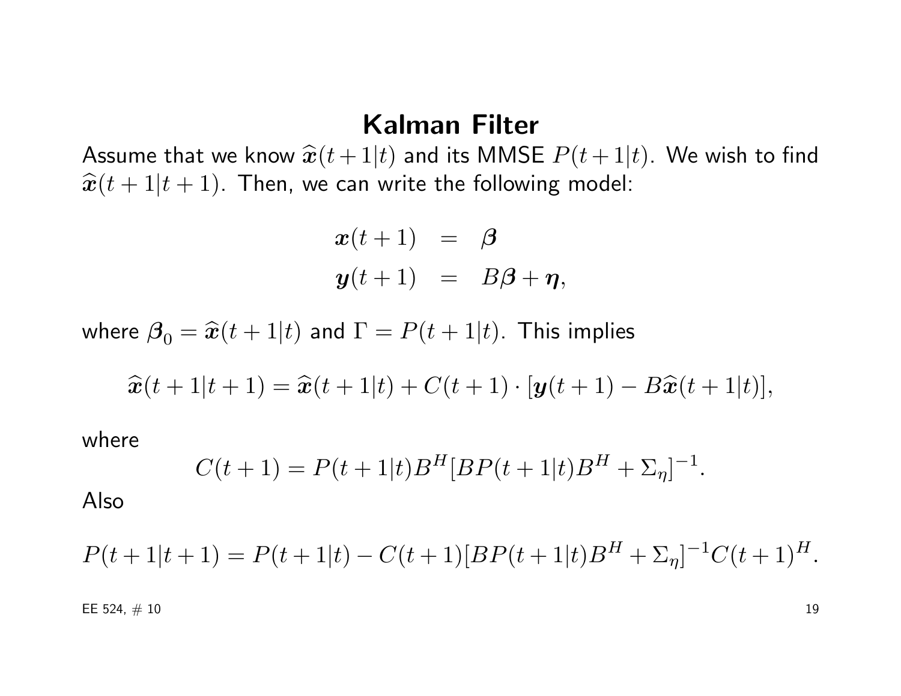# Kalman Filter

Assume that we know $\widehat{\boldsymbol{x}}(t+1|t)$ and its MMSE $P(t+1|t)$. We wish to find $\widehat{\boldsymbol{x}}(t+1|t+1)$. Then, we can write the following model:

$$
\begin{aligned}
\boldsymbol{x}(t+1) &= \boldsymbol{\beta} \\
\boldsymbol{y}(t+1) &= B\boldsymbol{\beta} + \boldsymbol{\eta},
\end{aligned}
$$

where $\boldsymbol{\beta}_0 = \widehat{\boldsymbol{x}}(t+1|t)$ and $\Gamma = P(t+1|t)$. This implies

$$
\widehat{\boldsymbol{x}}(t+1|t+1) = \widehat{\boldsymbol{x}}(t+1|t) + C(t+1) \cdot [\boldsymbol{y}(t+1) - B\widehat{\boldsymbol{x}}(t+1|t)],
$$

where

$$
C(t+1) = P(t+1|t)B^H[BP(t+1|t)B^H + \Sigma_\eta]^{-1}.
$$

Also

$$
P(t+1|t+1) = P(t+1|t) - C(t+1)[BP(t+1|t)B^H + \Sigma_\eta]^{-1}C(t+1)^H.
$$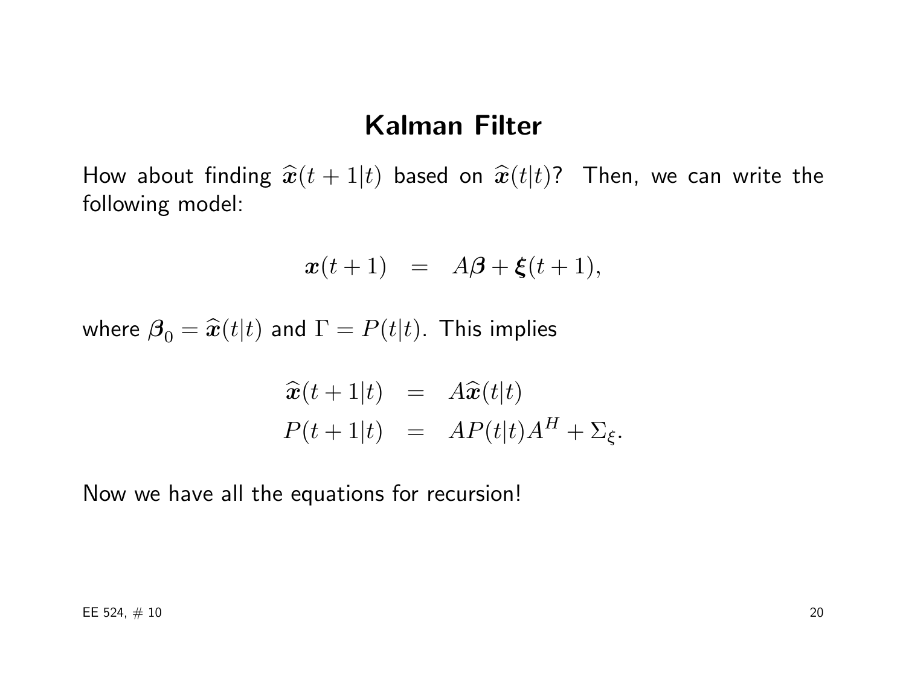# Kalman Filter

How about finding $\widehat{\boldsymbol{x}}(t+1|t)$ based on $\widehat{\boldsymbol{x}}(t|t)$? Then, we can write the following model:

$$\boldsymbol{x}(t+1) \quad = \quad A\boldsymbol{\beta} + \boldsymbol{\xi}(t+1),$$

where $\boldsymbol{\beta}_0 = \widehat{\boldsymbol{x}}(t|t)$ and $\Gamma = P(t|t)$. This implies

$$\begin{aligned}
\widehat{\boldsymbol{x}}(t+1|t) &= A\widehat{\boldsymbol{x}}(t|t) \\
P(t+1|t) &= AP(t|t)A^H + \Sigma_\xi.
\end{aligned}$$

Now we have all the equations for recursion!